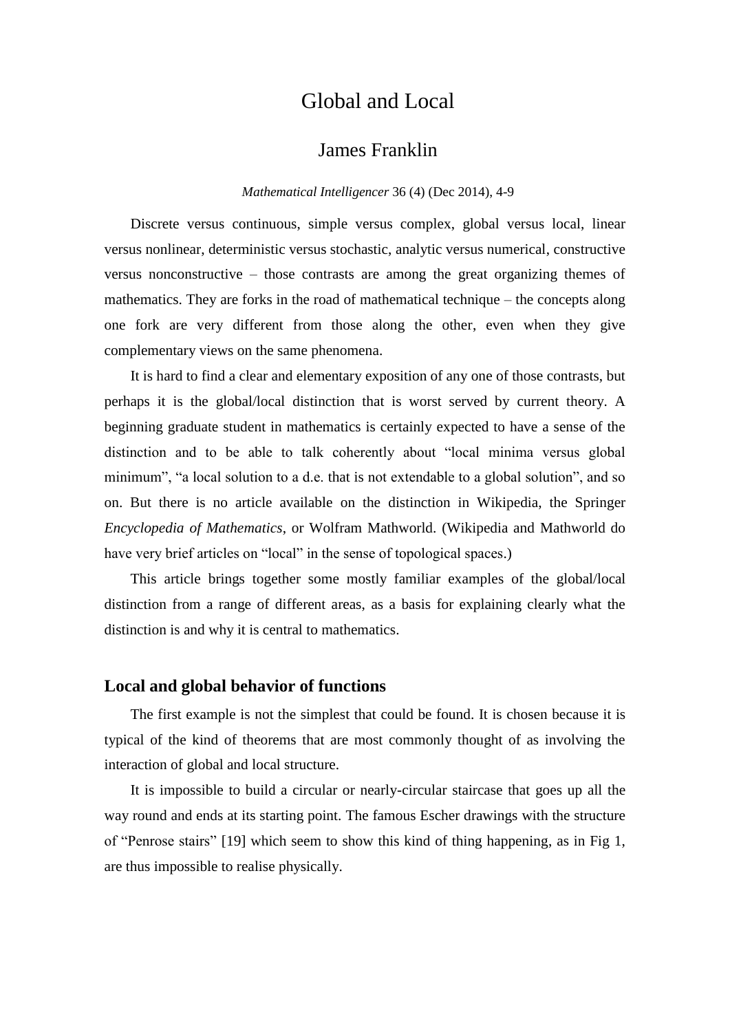# Global and Local

## James Franklin

*Mathematical Intelligencer* 36 (4) (Dec 2014), 4-9

Discrete versus continuous, simple versus complex, global versus local, linear versus nonlinear, deterministic versus stochastic, analytic versus numerical, constructive versus nonconstructive – those contrasts are among the great organizing themes of mathematics. They are forks in the road of mathematical technique – the concepts along one fork are very different from those along the other, even when they give complementary views on the same phenomena.

It is hard to find a clear and elementary exposition of any one of those contrasts, but perhaps it is the global/local distinction that is worst served by current theory. A beginning graduate student in mathematics is certainly expected to have a sense of the distinction and to be able to talk coherently about "local minima versus global minimum", "a local solution to a d.e. that is not extendable to a global solution", and so on. But there is no article available on the distinction in Wikipedia, the Springer *Encyclopedia of Mathematics*, or Wolfram Mathworld. (Wikipedia and Mathworld do have very brief articles on "local" in the sense of topological spaces.)

This article brings together some mostly familiar examples of the global/local distinction from a range of different areas, as a basis for explaining clearly what the distinction is and why it is central to mathematics.

### Local and global behavior of functions

The first example is not the simplest that could be found. It is chosen because it is typical of the kind of theorems that are most commonly thought of as involving the interaction of global and local structure.

It is impossible to build a circular or nearly-circular staircase that goes up all the way round and ends at its starting point. The famous Escher drawings with the structure of "Penrose stairs" [19] which seem to show this kind of thing happening, as in Fig 1, are thus impossible to realise physically.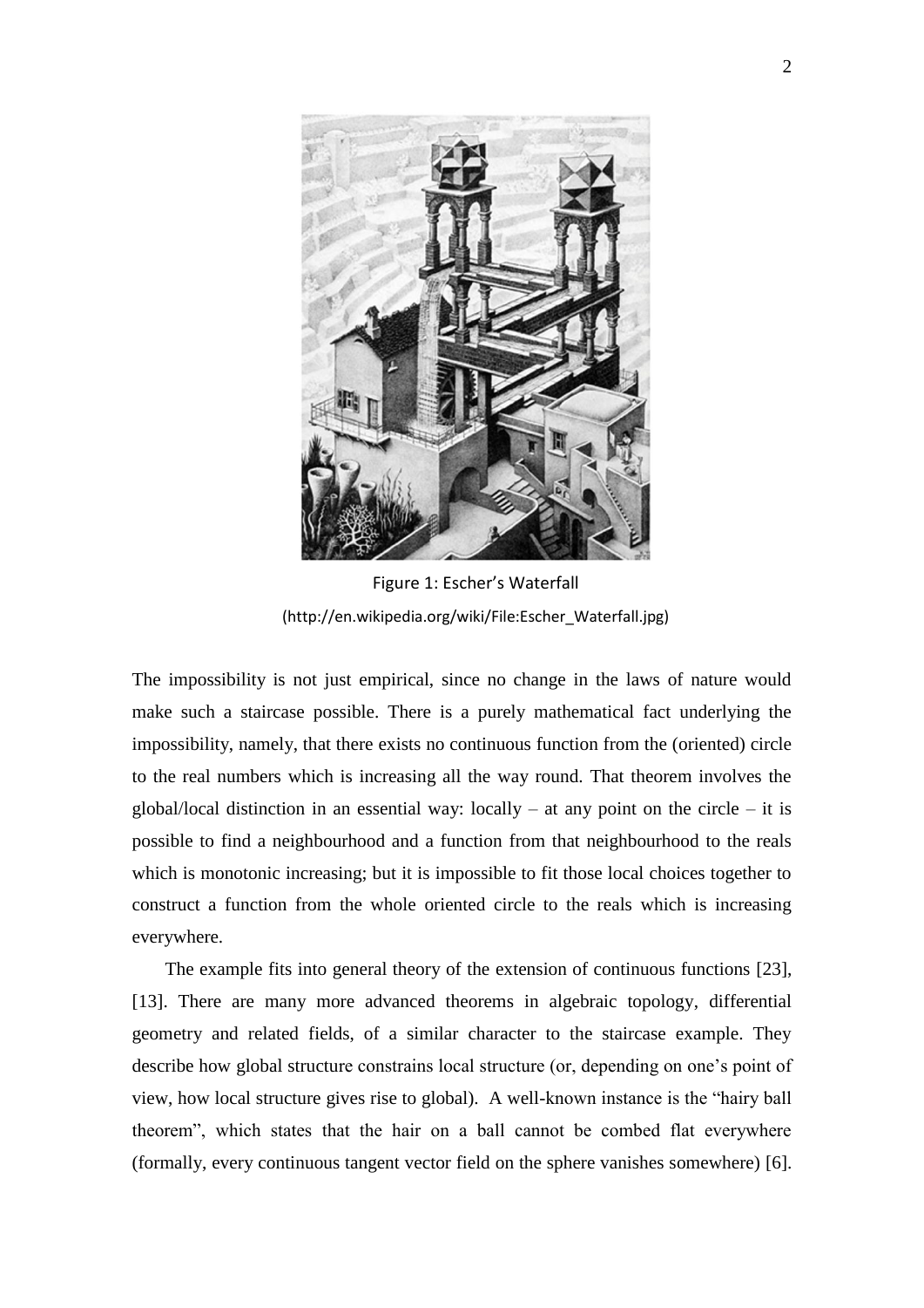Figure 1: Escher's Waterfall

(http://en.wikipedia.org/wiki/File:Escher_Waterfall.jpg)

The impossibility is not just empirical, since no change in the laws of nature would make such a staircase possible. There is a purely mathematical fact underlying the impossibility, namely, that there exists no continuous function from the (oriented) circle to the real numbers which is increasing all the way round. That theorem involves the global/local distinction in an essential way: locally – at any point on the circle – it is possible to find a neighbourhood and a function from that neighbourhood to the reals which is monotonic increasing; but it is impossible to fit those local choices together to construct a function from the whole oriented circle to the reals which is increasing everywhere.

The example fits into general theory of the extension of continuous functions [23], [13]. There are many more advanced theorems in algebraic topology, differential geometry and related fields, of a similar character to the staircase example. They describe how global structure constrains local structure (or, depending on one's point of view, how local structure gives rise to global). A well-known instance is the "hairy ball theorem", which states that the hair on a ball cannot be combed flat everywhere (formally, every continuous tangent vector field on the sphere vanishes somewhere) [6].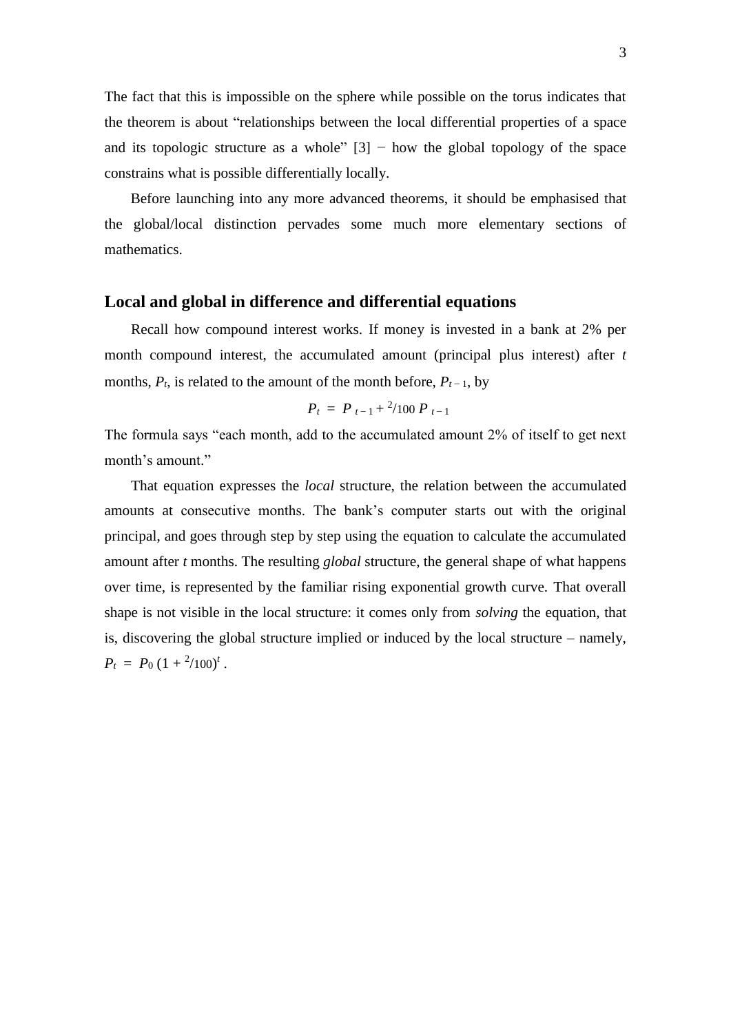The fact that this is impossible on the sphere while possible on the torus indicates that the theorem is about "relationships between the local differential properties of a space and its topologic structure as a whole" [3] − how the global topology of the space constrains what is possible differentially locally.

Before launching into any more advanced theorems, it should be emphasised that the global/local distinction pervades some much more elementary sections of mathematics.

## Local and global in difference and differential equations

Recall how compound interest works. If money is invested in a bank at 2% per month compound interest, the accumulated amount (principal plus interest) after $t$ months, $P_t$, is related to the amount of the month before, $P_{t-1}$, by

$$P_t = P_{t-1} + {}^2/_{100}\, P_{t-1}$$

The formula says "each month, add to the accumulated amount 2% of itself to get next month's amount."

That equation expresses the *local* structure, the relation between the accumulated amounts at consecutive months. The bank's computer starts out with the original principal, and goes through step by step using the equation to calculate the accumulated amount after $t$ months. The resulting *global* structure, the general shape of what happens over time, is represented by the familiar rising exponential growth curve. That overall shape is not visible in the local structure: it comes only from *solving* the equation, that is, discovering the global structure implied or induced by the local structure – namely, $P_t = P_0\,(1 + {}^2/_{100})^t$ .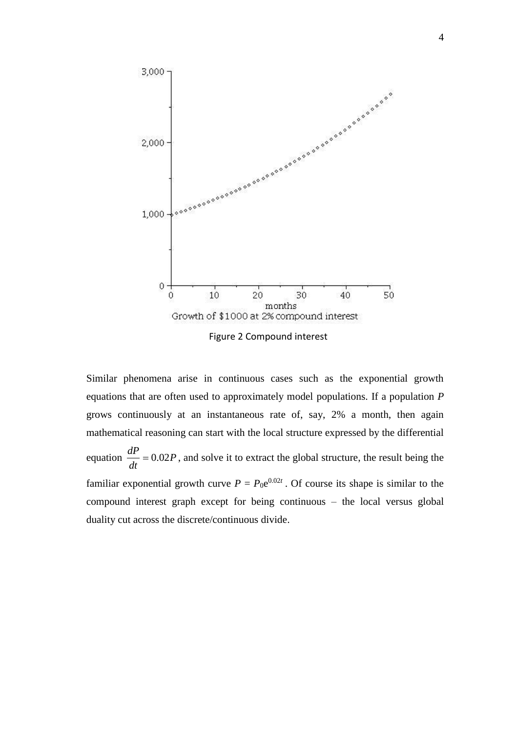Figure 2 Compound interest

Similar phenomena arise in continuous cases such as the exponential growth equations that are often used to approximately model populations. If a population $P$ grows continuously at an instantaneous rate of, say, 2% a month, then again mathematical reasoning can start with the local structure expressed by the differential equation $\frac{dP}{dt} = 0.02P$, and solve it to extract the global structure, the result being the familiar exponential growth curve $P = P_0 e^{0.02t}$. Of course its shape is similar to the compound interest graph except for being continuous – the local versus global duality cut across the discrete/continuous divide.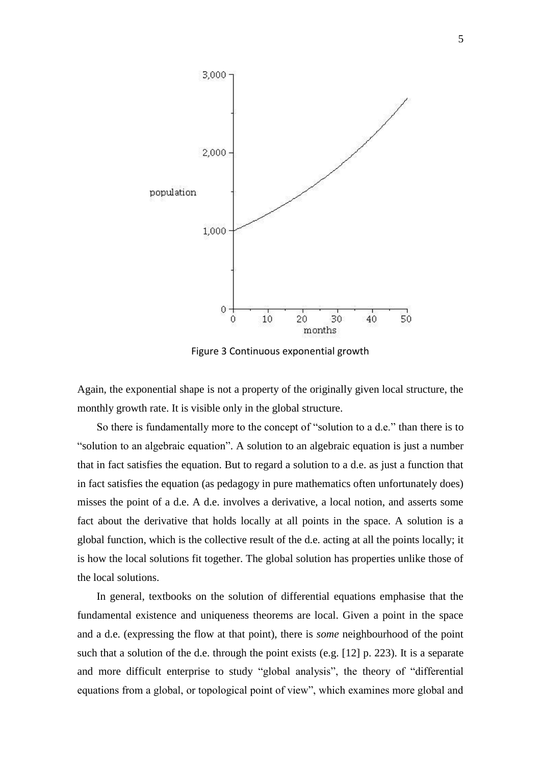Figure 3 Continuous exponential growth

Again, the exponential shape is not a property of the originally given local structure, the monthly growth rate. It is visible only in the global structure.

So there is fundamentally more to the concept of "solution to a d.e." than there is to "solution to an algebraic equation". A solution to an algebraic equation is just a number that in fact satisfies the equation. But to regard a solution to a d.e. as just a function that in fact satisfies the equation (as pedagogy in pure mathematics often unfortunately does) misses the point of a d.e. A d.e. involves a derivative, a local notion, and asserts some fact about the derivative that holds locally at all points in the space. A solution is a global function, which is the collective result of the d.e. acting at all the points locally; it is how the local solutions fit together. The global solution has properties unlike those of the local solutions.

In general, textbooks on the solution of differential equations emphasise that the fundamental existence and uniqueness theorems are local. Given a point in the space and a d.e. (expressing the flow at that point), there is *some* neighbourhood of the point such that a solution of the d.e. through the point exists (e.g. [12] p. 223). It is a separate and more difficult enterprise to study "global analysis", the theory of "differential equations from a global, or topological point of view", which examines more global and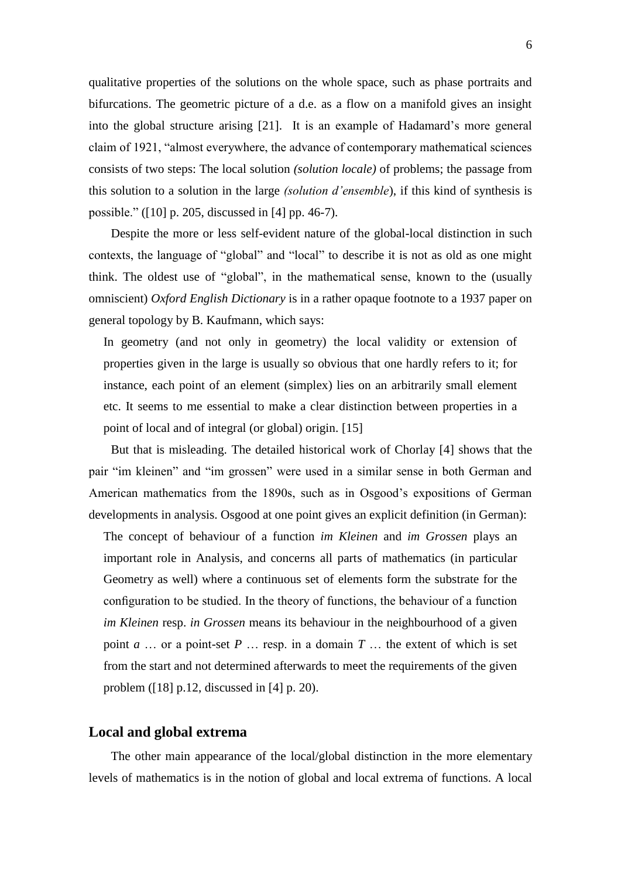qualitative properties of the solutions on the whole space, such as phase portraits and bifurcations. The geometric picture of a d.e. as a flow on a manifold gives an insight into the global structure arising [21]. It is an example of Hadamard's more general claim of 1921, "almost everywhere, the advance of contemporary mathematical sciences consists of two steps: The local solution *(solution locale)* of problems; the passage from this solution to a solution in the large *(solution d'ensemble*), if this kind of synthesis is possible." ([10] p. 205, discussed in [4] pp. 46-7).

Despite the more or less self-evident nature of the global-local distinction in such contexts, the language of "global" and "local" to describe it is not as old as one might think. The oldest use of "global", in the mathematical sense, known to the (usually omniscient) *Oxford English Dictionary* is in a rather opaque footnote to a 1937 paper on general topology by B. Kaufmann, which says:

> In geometry (and not only in geometry) the local validity or extension of properties given in the large is usually so obvious that one hardly refers to it; for instance, each point of an element (simplex) lies on an arbitrarily small element etc. It seems to me essential to make a clear distinction between properties in a point of local and of integral (or global) origin. [15]

But that is misleading. The detailed historical work of Chorlay [4] shows that the pair "im kleinen" and "im grossen" were used in a similar sense in both German and American mathematics from the 1890s, such as in Osgood's expositions of German developments in analysis. Osgood at one point gives an explicit definition (in German):

> The concept of behaviour of a function *im Kleinen* and *im Grossen* plays an important role in Analysis, and concerns all parts of mathematics (in particular Geometry as well) where a continuous set of elements form the substrate for the configuration to be studied. In the theory of functions, the behaviour of a function *im Kleinen* resp. *in Grossen* means its behaviour in the neighbourhood of a given point $a$ … or a point-set $P$ … resp. in a domain $T$ … the extent of which is set from the start and not determined afterwards to meet the requirements of the given problem ([18] p.12, discussed in [4] p. 20).

## Local and global extrema

The other main appearance of the local/global distinction in the more elementary levels of mathematics is in the notion of global and local extrema of functions. A local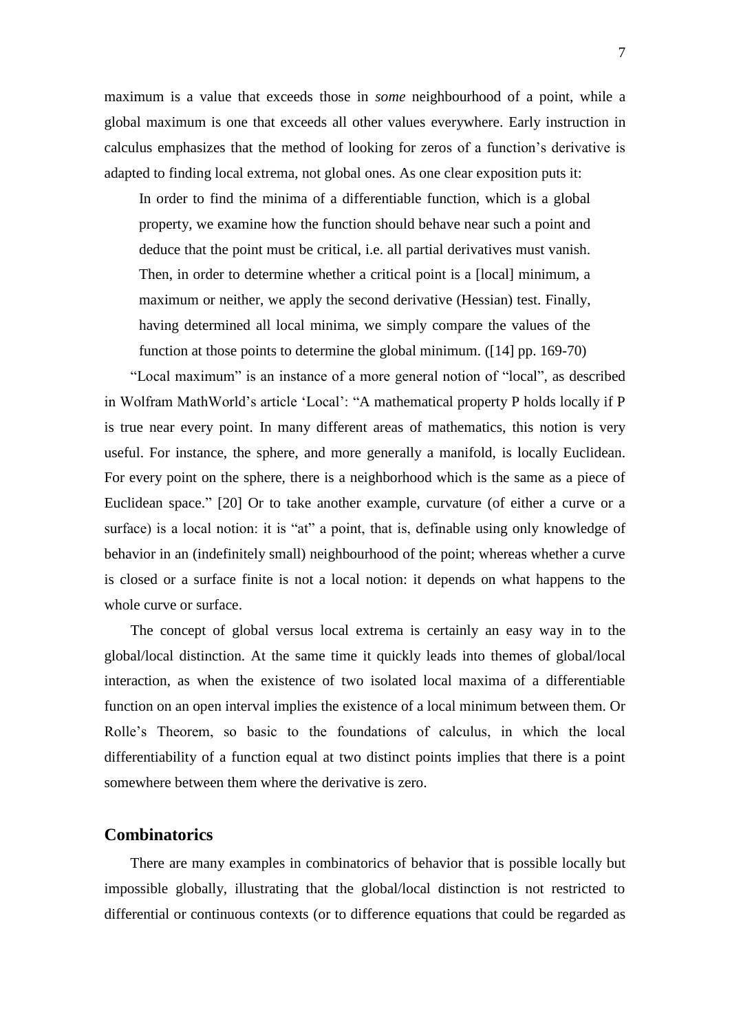maximum is a value that exceeds those in *some* neighbourhood of a point, while a global maximum is one that exceeds all other values everywhere. Early instruction in calculus emphasizes that the method of looking for zeros of a function's derivative is adapted to finding local extrema, not global ones. As one clear exposition puts it:

> In order to find the minima of a differentiable function, which is a global property, we examine how the function should behave near such a point and deduce that the point must be critical, i.e. all partial derivatives must vanish. Then, in order to determine whether a critical point is a [local] minimum, a maximum or neither, we apply the second derivative (Hessian) test. Finally, having determined all local minima, we simply compare the values of the function at those points to determine the global minimum. ([14] pp. 169-70)

"Local maximum" is an instance of a more general notion of "local", as described in Wolfram MathWorld's article 'Local': "A mathematical property P holds locally if P is true near every point. In many different areas of mathematics, this notion is very useful. For instance, the sphere, and more generally a manifold, is locally Euclidean. For every point on the sphere, there is a neighborhood which is the same as a piece of Euclidean space." [20] Or to take another example, curvature (of either a curve or a surface) is a local notion: it is "at" a point, that is, definable using only knowledge of behavior in an (indefinitely small) neighbourhood of the point; whereas whether a curve is closed or a surface finite is not a local notion: it depends on what happens to the whole curve or surface.

The concept of global versus local extrema is certainly an easy way in to the global/local distinction. At the same time it quickly leads into themes of global/local interaction, as when the existence of two isolated local maxima of a differentiable function on an open interval implies the existence of a local minimum between them. Or Rolle's Theorem, so basic to the foundations of calculus, in which the local differentiability of a function equal at two distinct points implies that there is a point somewhere between them where the derivative is zero.

## Combinatorics

There are many examples in combinatorics of behavior that is possible locally but impossible globally, illustrating that the global/local distinction is not restricted to differential or continuous contexts (or to difference equations that could be regarded as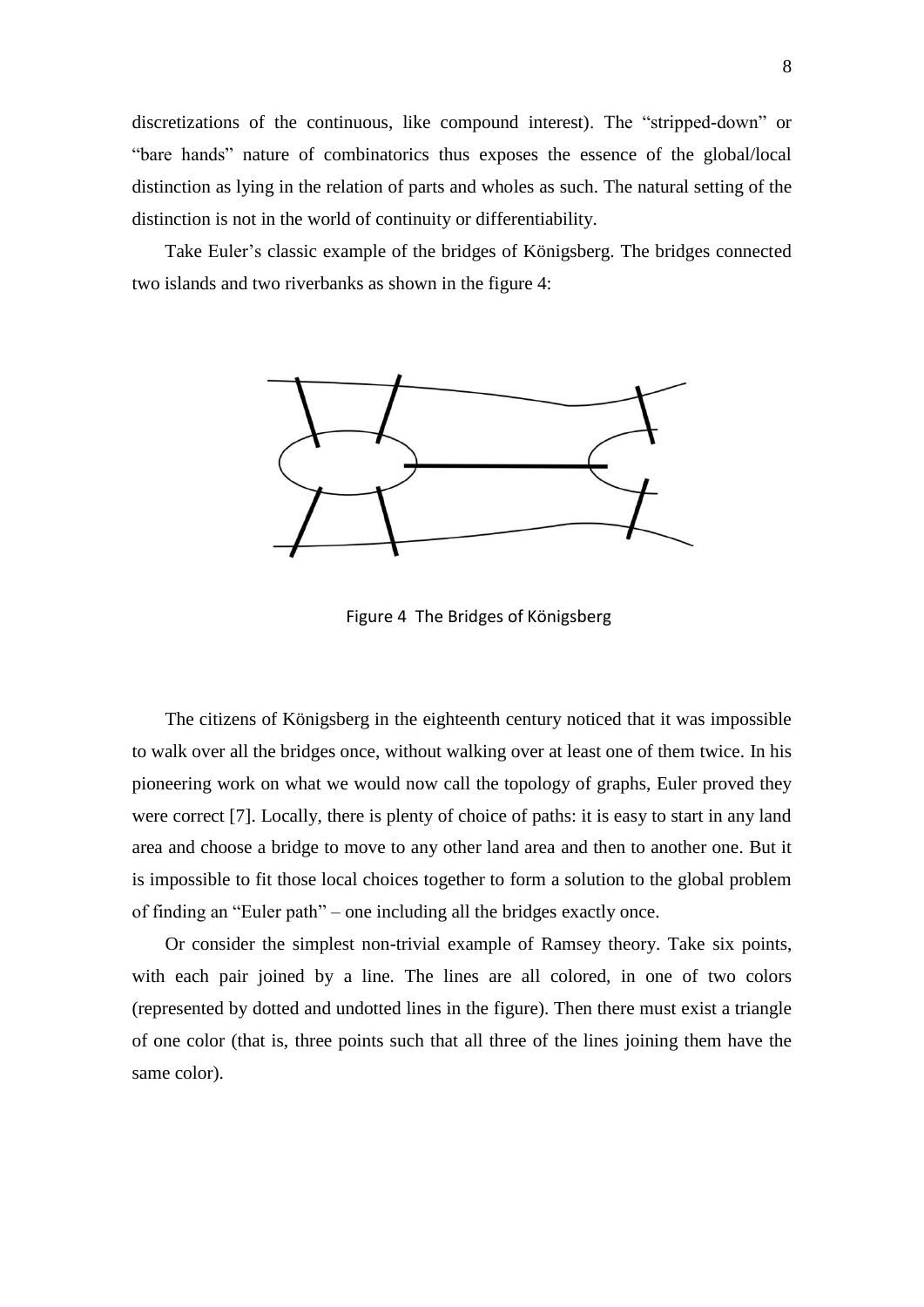discretizations of the continuous, like compound interest). The "stripped-down" or "bare hands" nature of combinatorics thus exposes the essence of the global/local distinction as lying in the relation of parts and wholes as such. The natural setting of the distinction is not in the world of continuity or differentiability.

Take Euler's classic example of the bridges of Königsberg. The bridges connected two islands and two riverbanks as shown in the figure 4:

Figure 4 The Bridges of Königsberg

The citizens of Königsberg in the eighteenth century noticed that it was impossible to walk over all the bridges once, without walking over at least one of them twice. In his pioneering work on what we would now call the topology of graphs, Euler proved they were correct [7]. Locally, there is plenty of choice of paths: it is easy to start in any land area and choose a bridge to move to any other land area and then to another one. But it is impossible to fit those local choices together to form a solution to the global problem of finding an "Euler path" – one including all the bridges exactly once.

Or consider the simplest non-trivial example of Ramsey theory. Take six points, with each pair joined by a line. The lines are all colored, in one of two colors (represented by dotted and undotted lines in the figure). Then there must exist a triangle of one color (that is, three points such that all three of the lines joining them have the same color).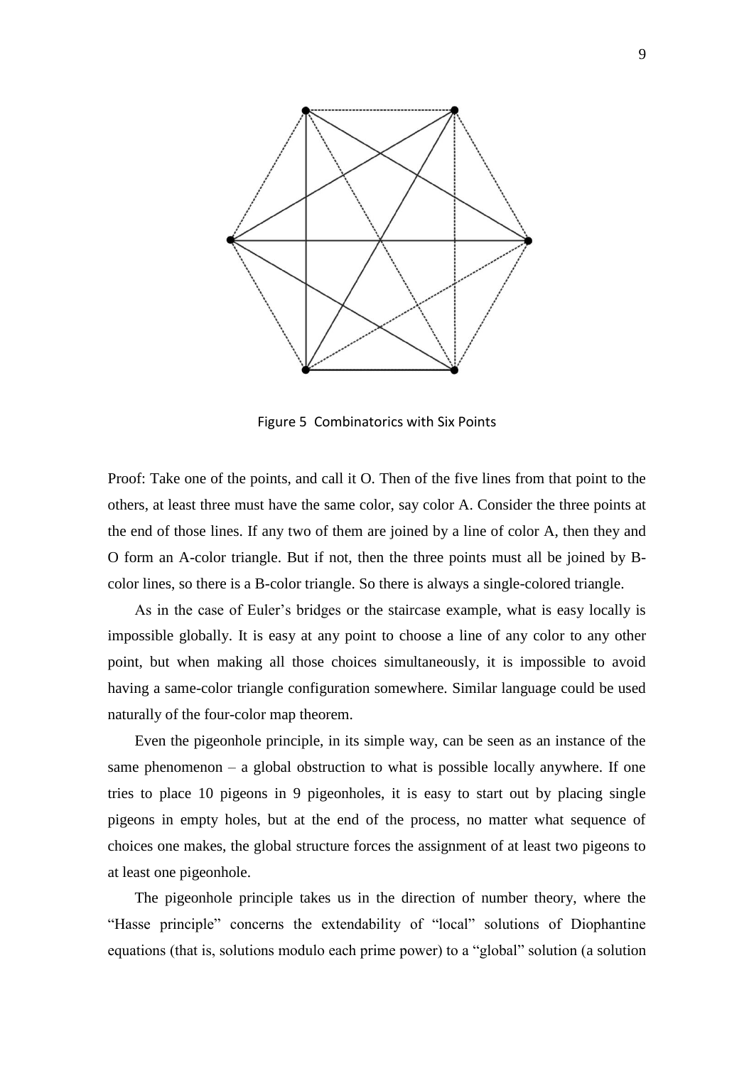Figure 5 Combinatorics with Six Points

Proof: Take one of the points, and call it O. Then of the five lines from that point to the others, at least three must have the same color, say color A. Consider the three points at the end of those lines. If any two of them are joined by a line of color A, then they and O form an A-color triangle. But if not, then the three points must all be joined by B-color lines, so there is a B-color triangle. So there is always a single-colored triangle.

As in the case of Euler's bridges or the staircase example, what is easy locally is impossible globally. It is easy at any point to choose a line of any color to any other point, but when making all those choices simultaneously, it is impossible to avoid having a same-color triangle configuration somewhere. Similar language could be used naturally of the four-color map theorem.

Even the pigeonhole principle, in its simple way, can be seen as an instance of the same phenomenon – a global obstruction to what is possible locally anywhere. If one tries to place 10 pigeons in 9 pigeonholes, it is easy to start out by placing single pigeons in empty holes, but at the end of the process, no matter what sequence of choices one makes, the global structure forces the assignment of at least two pigeons to at least one pigeonhole.

The pigeonhole principle takes us in the direction of number theory, where the "Hasse principle" concerns the extendability of "local" solutions of Diophantine equations (that is, solutions modulo each prime power) to a "global" solution (a solution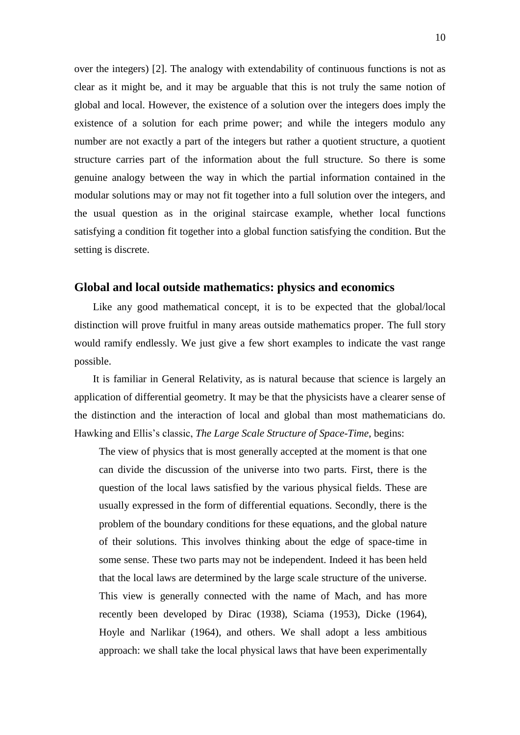over the integers) [2]. The analogy with extendability of continuous functions is not as clear as it might be, and it may be arguable that this is not truly the same notion of global and local. However, the existence of a solution over the integers does imply the existence of a solution for each prime power; and while the integers modulo any number are not exactly a part of the integers but rather a quotient structure, a quotient structure carries part of the information about the full structure. So there is some genuine analogy between the way in which the partial information contained in the modular solutions may or may not fit together into a full solution over the integers, and the usual question as in the original staircase example, whether local functions satisfying a condition fit together into a global function satisfying the condition. But the setting is discrete.

## Global and local outside mathematics: physics and economics

Like any good mathematical concept, it is to be expected that the global/local distinction will prove fruitful in many areas outside mathematics proper. The full story would ramify endlessly. We just give a few short examples to indicate the vast range possible.

It is familiar in General Relativity, as is natural because that science is largely an application of differential geometry. It may be that the physicists have a clearer sense of the distinction and the interaction of local and global than most mathematicians do. Hawking and Ellis's classic, *The Large Scale Structure of Space-Time*, begins:

> The view of physics that is most generally accepted at the moment is that one can divide the discussion of the universe into two parts. First, there is the question of the local laws satisfied by the various physical fields. These are usually expressed in the form of differential equations. Secondly, there is the problem of the boundary conditions for these equations, and the global nature of their solutions. This involves thinking about the edge of space-time in some sense. These two parts may not be independent. Indeed it has been held that the local laws are determined by the large scale structure of the universe. This view is generally connected with the name of Mach, and has more recently been developed by Dirac (1938), Sciama (1953), Dicke (1964), Hoyle and Narlikar (1964), and others. We shall adopt a less ambitious approach: we shall take the local physical laws that have been experimentally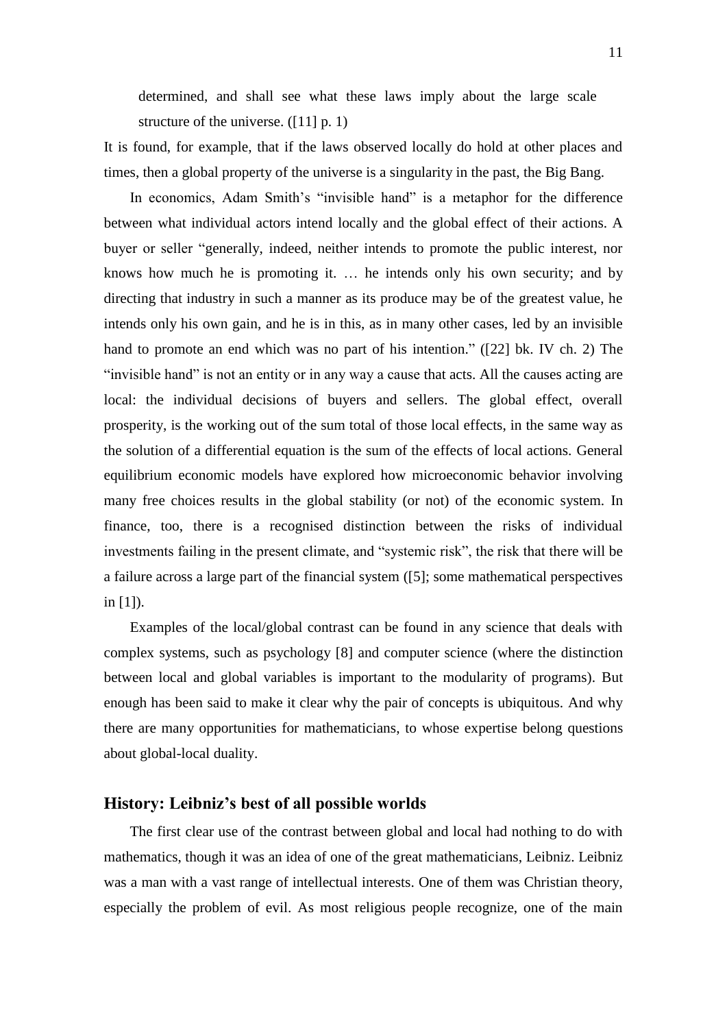> determined, and shall see what these laws imply about the large scale structure of the universe. ([11] p. 1)

It is found, for example, that if the laws observed locally do hold at other places and times, then a global property of the universe is a singularity in the past, the Big Bang.

In economics, Adam Smith's "invisible hand" is a metaphor for the difference between what individual actors intend locally and the global effect of their actions. A buyer or seller "generally, indeed, neither intends to promote the public interest, nor knows how much he is promoting it. … he intends only his own security; and by directing that industry in such a manner as its produce may be of the greatest value, he intends only his own gain, and he is in this, as in many other cases, led by an invisible hand to promote an end which was no part of his intention." ([22] bk. IV ch. 2) The "invisible hand" is not an entity or in any way a cause that acts. All the causes acting are local: the individual decisions of buyers and sellers. The global effect, overall prosperity, is the working out of the sum total of those local effects, in the same way as the solution of a differential equation is the sum of the effects of local actions. General equilibrium economic models have explored how microeconomic behavior involving many free choices results in the global stability (or not) of the economic system. In finance, too, there is a recognised distinction between the risks of individual investments failing in the present climate, and "systemic risk", the risk that there will be a failure across a large part of the financial system ([5]; some mathematical perspectives in [1]).

Examples of the local/global contrast can be found in any science that deals with complex systems, such as psychology [8] and computer science (where the distinction between local and global variables is important to the modularity of programs). But enough has been said to make it clear why the pair of concepts is ubiquitous. And why there are many opportunities for mathematicians, to whose expertise belong questions about global-local duality.

## History: Leibniz's best of all possible worlds

The first clear use of the contrast between global and local had nothing to do with mathematics, though it was an idea of one of the great mathematicians, Leibniz. Leibniz was a man with a vast range of intellectual interests. One of them was Christian theory, especially the problem of evil. As most religious people recognize, one of the main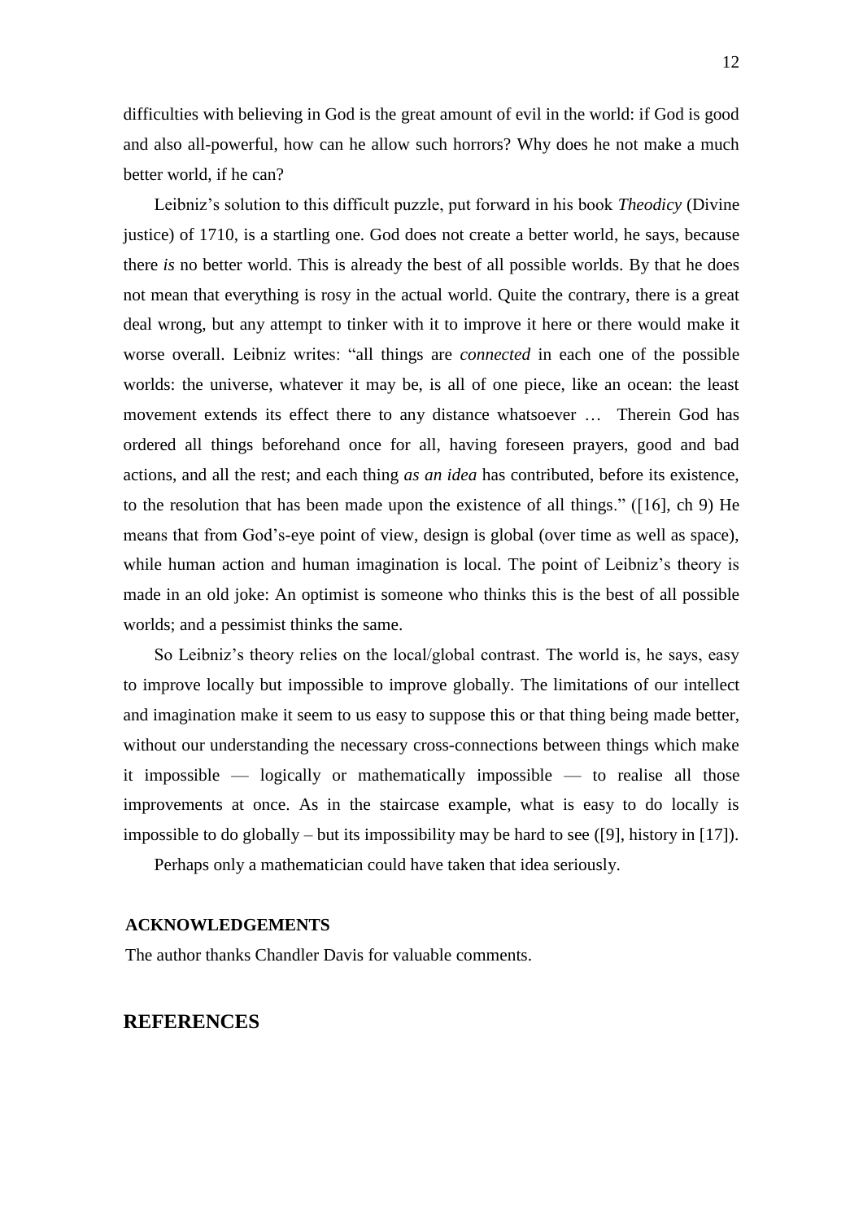difficulties with believing in God is the great amount of evil in the world: if God is good and also all-powerful, how can he allow such horrors? Why does he not make a much better world, if he can?

Leibniz's solution to this difficult puzzle, put forward in his book *Theodicy* (Divine justice) of 1710, is a startling one. God does not create a better world, he says, because there *is* no better world. This is already the best of all possible worlds. By that he does not mean that everything is rosy in the actual world. Quite the contrary, there is a great deal wrong, but any attempt to tinker with it to improve it here or there would make it worse overall. Leibniz writes: "all things are *connected* in each one of the possible worlds: the universe, whatever it may be, is all of one piece, like an ocean: the least movement extends its effect there to any distance whatsoever … Therein God has ordered all things beforehand once for all, having foreseen prayers, good and bad actions, and all the rest; and each thing *as an idea* has contributed, before its existence, to the resolution that has been made upon the existence of all things." ([16], ch 9) He means that from God's-eye point of view, design is global (over time as well as space), while human action and human imagination is local. The point of Leibniz's theory is made in an old joke: An optimist is someone who thinks this is the best of all possible worlds; and a pessimist thinks the same.

So Leibniz's theory relies on the local/global contrast. The world is, he says, easy to improve locally but impossible to improve globally. The limitations of our intellect and imagination make it seem to us easy to suppose this or that thing being made better, without our understanding the necessary cross-connections between things which make it impossible — logically or mathematically impossible — to realise all those improvements at once. As in the staircase example, what is easy to do locally is impossible to do globally – but its impossibility may be hard to see ([9], history in [17]).

Perhaps only a mathematician could have taken that idea seriously.

### ACKNOWLEDGEMENTS

The author thanks Chandler Davis for valuable comments.

## REFERENCES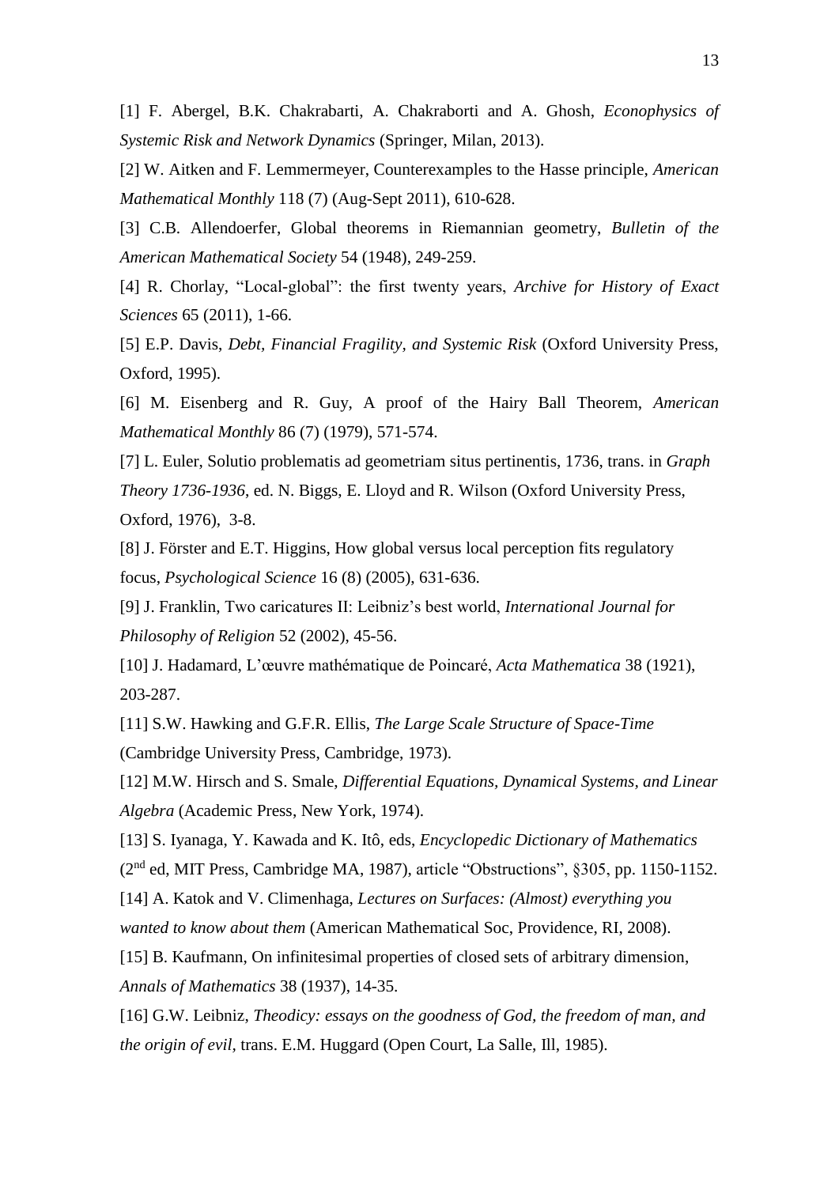[1] F. Abergel, B.K. Chakrabarti, A. Chakraborti and A. Ghosh, *Econophysics of Systemic Risk and Network Dynamics* (Springer, Milan, 2013).

[2] W. Aitken and F. Lemmermeyer, Counterexamples to the Hasse principle, *American Mathematical Monthly* 118 (7) (Aug-Sept 2011), 610-628.

[3] C.B. Allendoerfer, Global theorems in Riemannian geometry, *Bulletin of the American Mathematical Society* 54 (1948), 249-259.

[4] R. Chorlay, "Local-global": the first twenty years, *Archive for History of Exact Sciences* 65 (2011), 1-66.

[5] E.P. Davis, *Debt, Financial Fragility, and Systemic Risk* (Oxford University Press, Oxford, 1995).

[6] M. Eisenberg and R. Guy, A proof of the Hairy Ball Theorem, *American Mathematical Monthly* 86 (7) (1979), 571-574.

[7] L. Euler, Solutio problematis ad geometriam situs pertinentis, 1736, trans. in *Graph Theory 1736-1936*, ed. N. Biggs, E. Lloyd and R. Wilson (Oxford University Press, Oxford, 1976), 3-8.

[8] J. Förster and E.T. Higgins, How global versus local perception fits regulatory focus, *Psychological Science* 16 (8) (2005), 631-636.

[9] J. Franklin, Two caricatures II: Leibniz's best world, *International Journal for Philosophy of Religion* 52 (2002), 45-56.

[10] J. Hadamard, L'œuvre mathématique de Poincaré, *Acta Mathematica* 38 (1921), 203-287.

[11] S.W. Hawking and G.F.R. Ellis, *The Large Scale Structure of Space-Time* (Cambridge University Press, Cambridge, 1973).

[12] M.W. Hirsch and S. Smale, *Differential Equations, Dynamical Systems, and Linear Algebra* (Academic Press, New York, 1974).

[13] S. Iyanaga, Y. Kawada and K. Itô, eds, *Encyclopedic Dictionary of Mathematics* (2nd ed, MIT Press, Cambridge MA, 1987), article "Obstructions", §305, pp. 1150-1152.

[14] A. Katok and V. Climenhaga, *Lectures on Surfaces: (Almost) everything you wanted to know about them* (American Mathematical Soc, Providence, RI, 2008).

[15] B. Kaufmann, On infinitesimal properties of closed sets of arbitrary dimension, *Annals of Mathematics* 38 (1937), 14-35.

[16] G.W. Leibniz, *Theodicy: essays on the goodness of God, the freedom of man, and the origin of evil*, trans. E.M. Huggard (Open Court, La Salle, Ill, 1985).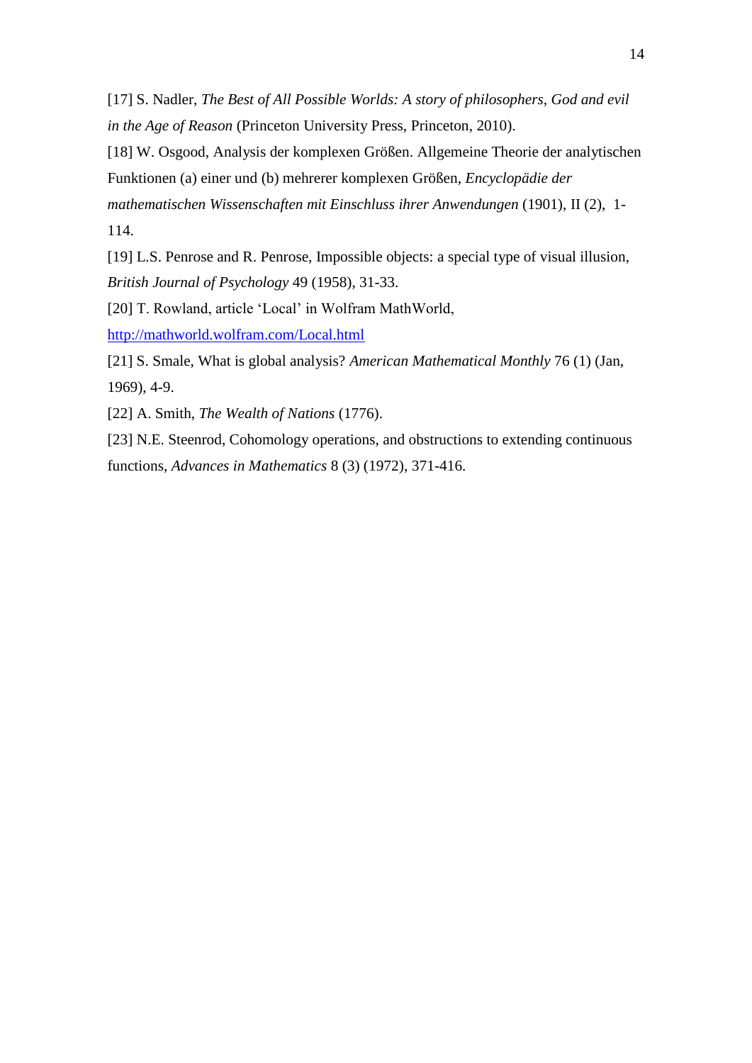[17] S. Nadler, *The Best of All Possible Worlds: A story of philosophers, God and evil in the Age of Reason* (Princeton University Press, Princeton, 2010).

[18] W. Osgood, Analysis der komplexen Größen. Allgemeine Theorie der analytischen Funktionen (a) einer und (b) mehrerer komplexen Größen, *Encyclopädie der mathematischen Wissenschaften mit Einschluss ihrer Anwendungen* (1901), II (2), 1-114.

[19] L.S. Penrose and R. Penrose, Impossible objects: a special type of visual illusion, *British Journal of Psychology* 49 (1958), 31-33.

[20] T. Rowland, article 'Local' in Wolfram MathWorld, http://mathworld.wolfram.com/Local.html

[21] S. Smale, What is global analysis? *American Mathematical Monthly* 76 (1) (Jan, 1969), 4-9.

[22] A. Smith, *The Wealth of Nations* (1776).

[23] N.E. Steenrod, Cohomology operations, and obstructions to extending continuous functions, *Advances in Mathematics* 8 (3) (1972), 371-416.